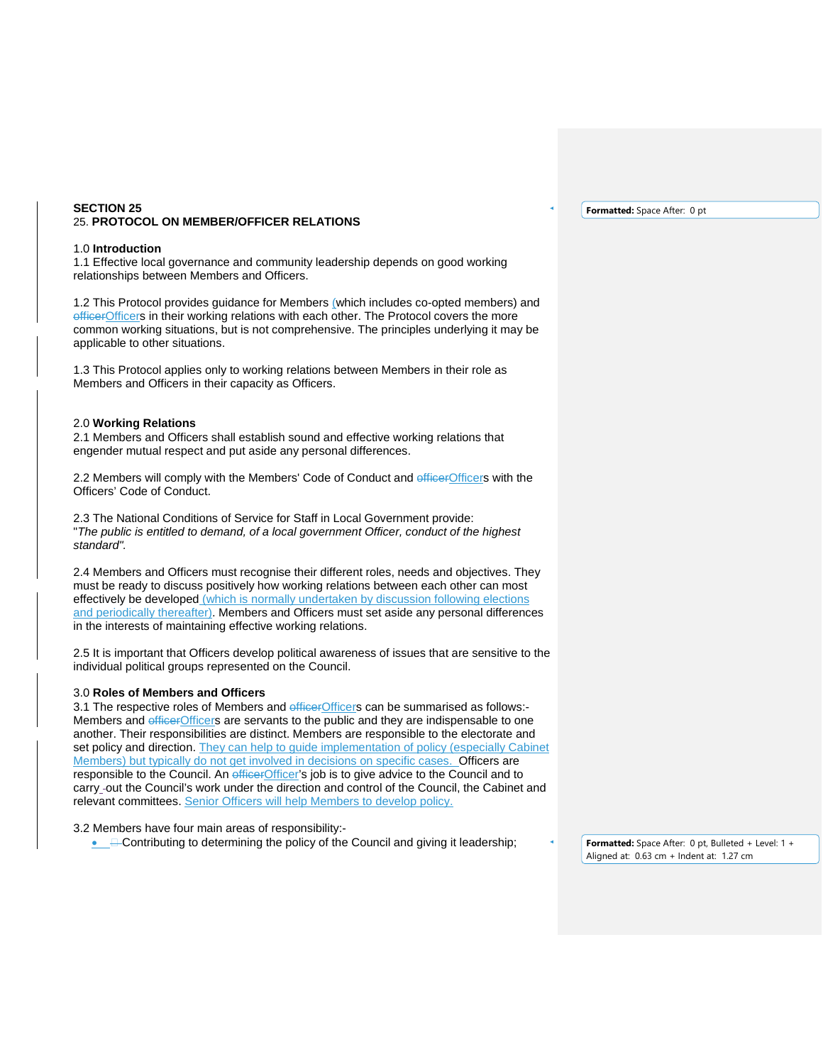**SECTION 25**

## 25. PROTOCOL ON MEMBER/OFFICER RELATIONS

### 1.0 Introduction

1.1 Effective local governance and community leadership depends on good working relationships between Members and Officers.

1.2 This Protocol provides guidance for Members (which includes co-opted members) and Officers in their working relations with each other. The Protocol covers the more common working situations, but is not comprehensive. The principles underlying it may be applicable to other situations.

1.3 This Protocol applies only to working relations between Members in their role as Members and Officers in their capacity as Officers.

### 2.0 Working Relations

2.1 Members and Officers shall establish sound and effective working relations that engender mutual respect and put aside any personal differences.

2.2 Members will comply with the Members' Code of Conduct and Officers with the Officers' Code of Conduct.

2.3 The National Conditions of Service for Staff in Local Government provide:
"*The public is entitled to demand, of a local government Officer, conduct of the highest standard".*

2.4 Members and Officers must recognise their different roles, needs and objectives. They must be ready to discuss positively how working relations between each other can most effectively be developed (which is normally undertaken by discussion following elections and periodically thereafter). Members and Officers must set aside any personal differences in the interests of maintaining effective working relations.

2.5 It is important that Officers develop political awareness of issues that are sensitive to the individual political groups represented on the Council.

### 3.0 Roles of Members and Officers

3.1 The respective roles of Members and Officers can be summarised as follows:-
Members and Officers are servants to the public and they are indispensable to one another. Their responsibilities are distinct. Members are responsible to the electorate and set policy and direction. They can help to guide implementation of policy (especially Cabinet Members) but typically do not get involved in decisions on specific cases. Officers are responsible to the Council. An Officer's job is to give advice to the Council and to carry out the Council's work under the direction and control of the Council, the Cabinet and relevant committees. Senior Officers will help Members to develop policy.

3.2 Members have four main areas of responsibility:-

- Contributing to determining the policy of the Council and giving it leadership;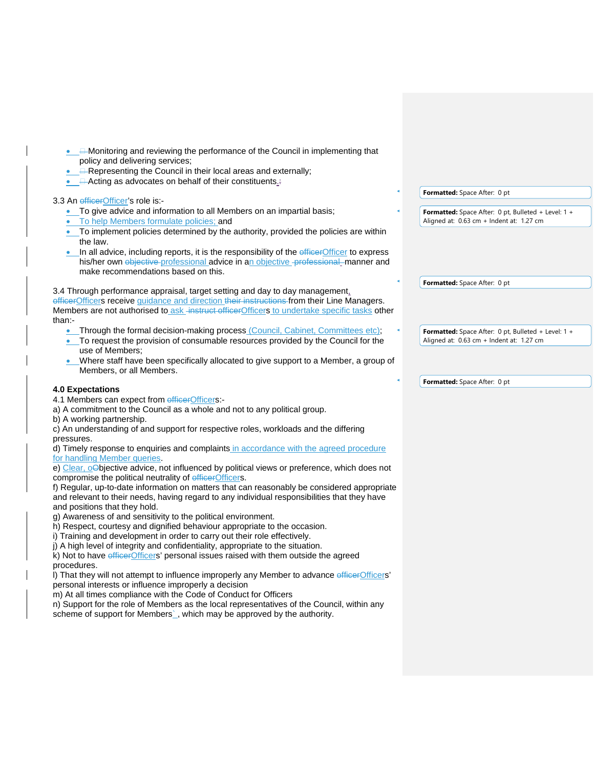- Monitoring and reviewing the performance of the Council in implementing that policy and delivering services;
- Representing the Council in their local areas and externally;
- Acting as advocates on behalf of their constituents.

3.3 An Officer's role is:-

- To give advice and information to all Members on an impartial basis;
- To help Members formulate policies; and
- To implement policies determined by the authority, provided the policies are within the law.
- In all advice, including reports, it is the responsibility of the Officer to express his/her own professional advice in an objective manner and make recommendations based on this.

3.4 Through performance appraisal, target setting and day to day management, Officers receive guidance and direction from their Line Managers. Members are not authorised to ask Officers to undertake specific tasks other than:-

- Through the formal decision-making process (Council, Cabinet, Committees etc);
- To request the provision of consumable resources provided by the Council for the use of Members;
- Where staff have been specifically allocated to give support to a Member, a group of Members, or all Members.

**4.0 Expectations**

4.1 Members can expect from Officers:-

a) A commitment to the Council as a whole and not to any political group.
b) A working partnership.
c) An understanding of and support for respective roles, workloads and the differing pressures.
d) Timely response to enquiries and complaints in accordance with the agreed procedure for handling Member queries.
e) Clear, objective advice, not influenced by political views or preference, which does not compromise the political neutrality of Officers.
f) Regular, up-to-date information on matters that can reasonably be considered appropriate and relevant to their needs, having regard to any individual responsibilities that they have and positions that they hold.
g) Awareness of and sensitivity to the political environment.
h) Respect, courtesy and dignified behaviour appropriate to the occasion.
i) Training and development in order to carry out their role effectively.
j) A high level of integrity and confidentiality, appropriate to the situation.
k) Not to have Officers' personal issues raised with them outside the agreed procedures.
l) That they will not attempt to influence improperly any Member to advance Officers' personal interests or influence improperly a decision
m) At all times compliance with the Code of Conduct for Officers
n) Support for the role of Members as the local representatives of the Council, within any scheme of support for Members, which may be approved by the authority.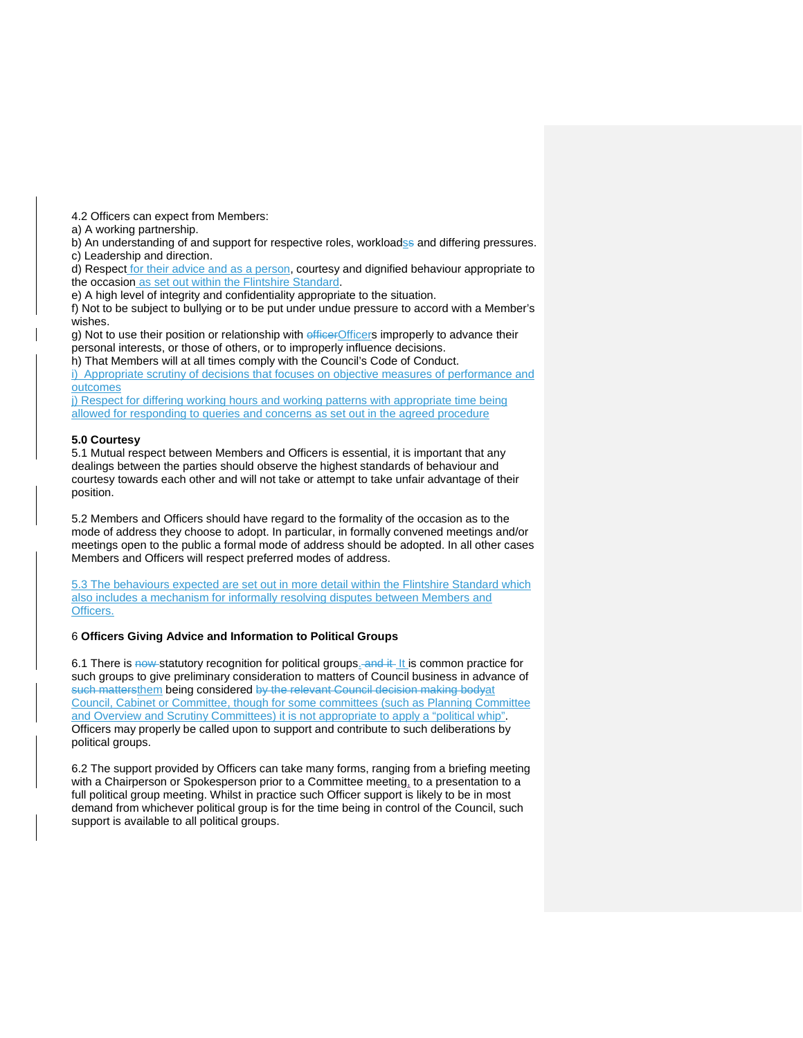4.2 Officers can expect from Members:

a) A working partnership.

b) An understanding of and support for respective roles, workloads~~s~~ and differing pressures.

c) Leadership and direction.

d) Respect for their advice and as a person, courtesy and dignified behaviour appropriate to the occasion as set out within the Flintshire Standard.

e) A high level of integrity and confidentiality appropriate to the situation.

f) Not to be subject to bullying or to be put under undue pressure to accord with a Member's wishes.

g) Not to use their position or relationship with ~~officer~~Officers improperly to advance their personal interests, or those of others, or to improperly influence decisions.

h) That Members will at all times comply with the Council's Code of Conduct.

i) Appropriate scrutiny of decisions that focuses on objective measures of performance and outcomes

j) Respect for differing working hours and working patterns with appropriate time being allowed for responding to queries and concerns as set out in the agreed procedure

**5.0 Courtesy**

5.1 Mutual respect between Members and Officers is essential, it is important that any dealings between the parties should observe the highest standards of behaviour and courtesy towards each other and will not take or attempt to take unfair advantage of their position.

5.2 Members and Officers should have regard to the formality of the occasion as to the mode of address they choose to adopt. In particular, in formally convened meetings and/or meetings open to the public a formal mode of address should be adopted. In all other cases Members and Officers will respect preferred modes of address.

5.3 The behaviours expected are set out in more detail within the Flintshire Standard which also includes a mechanism for informally resolving disputes between Members and Officers.

6 **Officers Giving Advice and Information to Political Groups**

6.1 There is ~~now~~ statutory recognition for political groups.~~ and it~~ It is common practice for such groups to give preliminary consideration to matters of Council business in advance of ~~such matters~~them being considered ~~by the relevant Council decision making body~~at Council, Cabinet or Committee, though for some committees (such as Planning Committee and Overview and Scrutiny Committees) it is not appropriate to apply a "political whip". Officers may properly be called upon to support and contribute to such deliberations by political groups.

6.2 The support provided by Officers can take many forms, ranging from a briefing meeting with a Chairperson or Spokesperson prior to a Committee meeting, to a presentation to a full political group meeting. Whilst in practice such Officer support is likely to be in most demand from whichever political group is for the time being in control of the Council, such support is available to all political groups.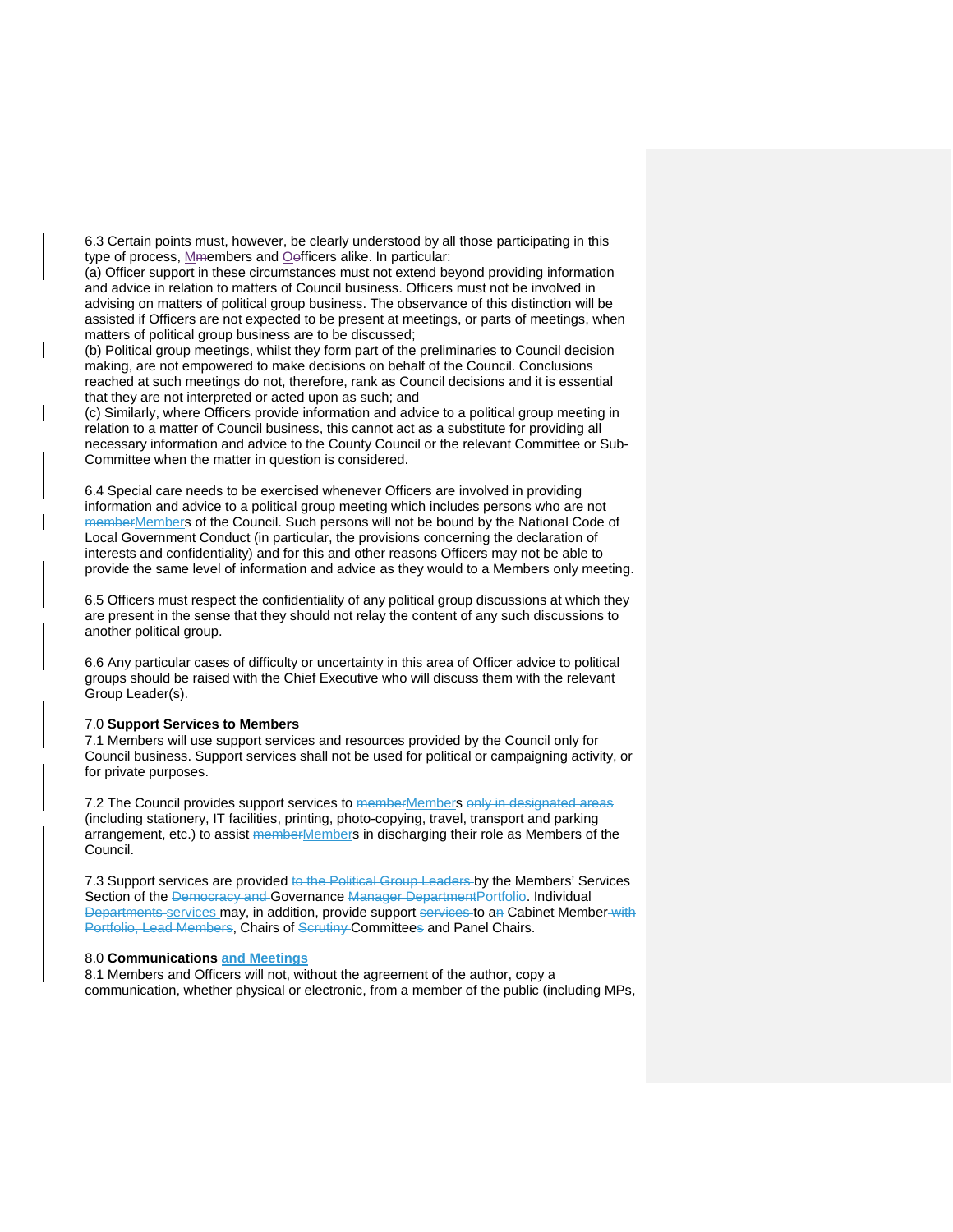6.3 Certain points must, however, be clearly understood by all those participating in this type of process, M~~m~~embers and O~~o~~fficers alike. In particular:

(a) Officer support in these circumstances must not extend beyond providing information and advice in relation to matters of Council business. Officers must not be involved in advising on matters of political group business. The observance of this distinction will be assisted if Officers are not expected to be present at meetings, or parts of meetings, when matters of political group business are to be discussed;

(b) Political group meetings, whilst they form part of the preliminaries to Council decision making, are not empowered to make decisions on behalf of the Council. Conclusions reached at such meetings do not, therefore, rank as Council decisions and it is essential that they are not interpreted or acted upon as such; and

(c) Similarly, where Officers provide information and advice to a political group meeting in relation to a matter of Council business, this cannot act as a substitute for providing all necessary information and advice to the County Council or the relevant Committee or Sub-Committee when the matter in question is considered.

6.4 Special care needs to be exercised whenever Officers are involved in providing information and advice to a political group meeting which includes persons who are not ~~member~~Members of the Council. Such persons will not be bound by the National Code of Local Government Conduct (in particular, the provisions concerning the declaration of interests and confidentiality) and for this and other reasons Officers may not be able to provide the same level of information and advice as they would to a Members only meeting.

6.5 Officers must respect the confidentiality of any political group discussions at which they are present in the sense that they should not relay the content of any such discussions to another political group.

6.6 Any particular cases of difficulty or uncertainty in this area of Officer advice to political groups should be raised with the Chief Executive who will discuss them with the relevant Group Leader(s).

7.0 **Support Services to Members**

7.1 Members will use support services and resources provided by the Council only for Council business. Support services shall not be used for political or campaigning activity, or for private purposes.

7.2 The Council provides support services to ~~member~~Members ~~only in designated areas~~ (including stationery, IT facilities, printing, photo-copying, travel, transport and parking arrangement, etc.) to assist ~~member~~Members in discharging their role as Members of the Council.

7.3 Support services are provided ~~to the Political Group Leaders~~ by the Members' Services Section of the ~~Democracy and~~ Governance ~~Manager Department~~Portfolio. Individual ~~Departments~~ services may, in addition, provide support ~~services~~ to a~~n~~ Cabinet Member~~ with Portfolio, Lead Members~~, Chairs of ~~Scrutiny~~ Committee~~s~~ and Panel Chairs.

8.0 **Communications and Meetings**

8.1 Members and Officers will not, without the agreement of the author, copy a communication, whether physical or electronic, from a member of the public (including MPs,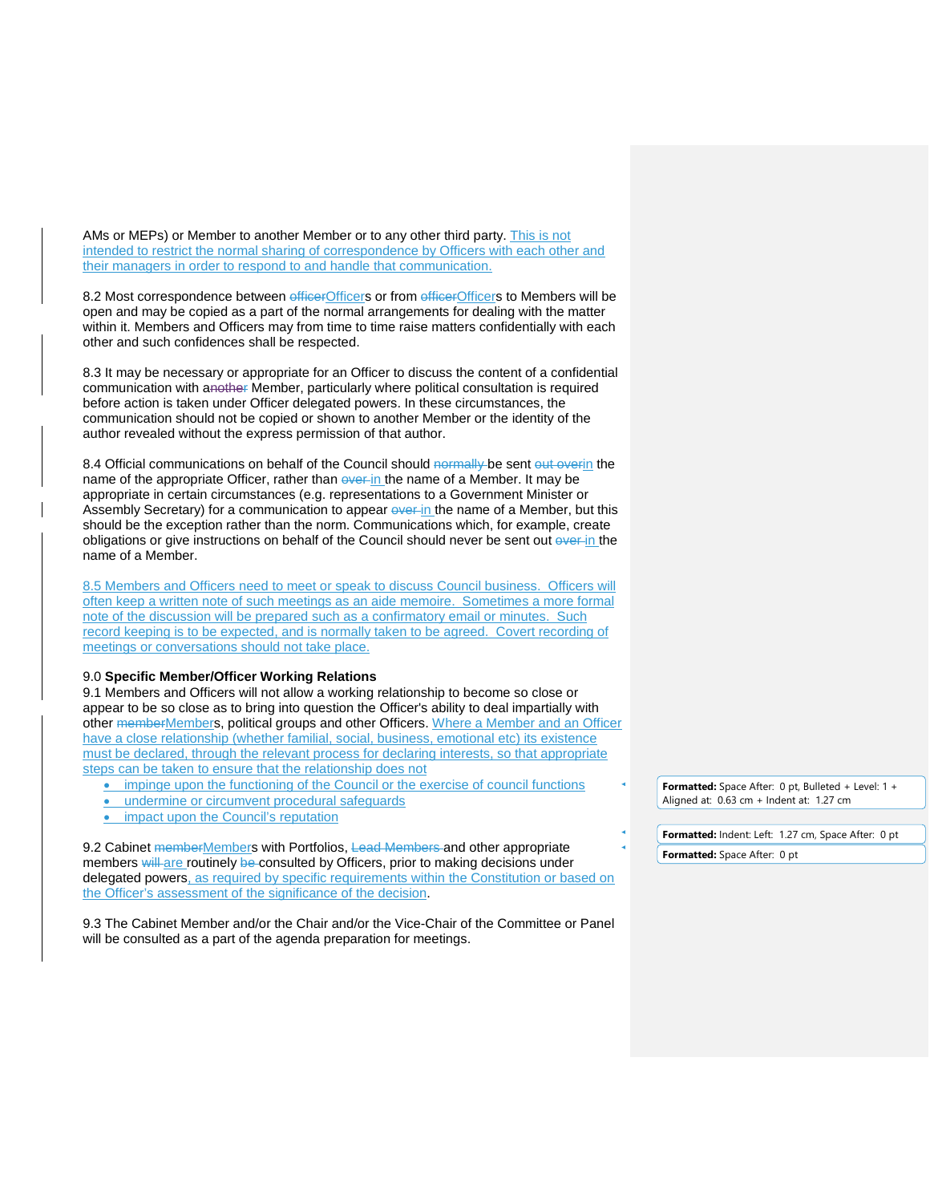AMs or MEPs) or Member to another Member or to any other third party. This is not intended to restrict the normal sharing of correspondence by Officers with each other and their managers in order to respond to and handle that communication.

8.2 Most correspondence between ~~officer~~Officers or from ~~officer~~Officers to Members will be open and may be copied as a part of the normal arrangements for dealing with the matter within it. Members and Officers may from time to time raise matters confidentially with each other and such confidences shall be respected.

8.3 It may be necessary or appropriate for an Officer to discuss the content of a confidential communication with a~~nother~~ Member, particularly where political consultation is required before action is taken under Officer delegated powers. In these circumstances, the communication should not be copied or shown to another Member or the identity of the author revealed without the express permission of that author.

8.4 Official communications on behalf of the Council should ~~normally~~ be sent ~~out over~~in the name of the appropriate Officer, rather than ~~over~~ in the name of a Member. It may be appropriate in certain circumstances (e.g. representations to a Government Minister or Assembly Secretary) for a communication to appear ~~over~~ in the name of a Member, but this should be the exception rather than the norm. Communications which, for example, create obligations or give instructions on behalf of the Council should never be sent out ~~over~~ in the name of a Member.

8.5 Members and Officers need to meet or speak to discuss Council business. Officers will often keep a written note of such meetings as an aide memoire. Sometimes a more formal note of the discussion will be prepared such as a confirmatory email or minutes. Such record keeping is to be expected, and is normally taken to be agreed. Covert recording of meetings or conversations should not take place.

9.0 **Specific Member/Officer Working Relations**

9.1 Members and Officers will not allow a working relationship to become so close or appear to be so close as to bring into question the Officer's ability to deal impartially with other ~~member~~Members, political groups and other Officers. Where a Member and an Officer have a close relationship (whether familial, social, business, emotional etc) its existence must be declared, through the relevant process for declaring interests, so that appropriate steps can be taken to ensure that the relationship does not

- impinge upon the functioning of the Council or the exercise of council functions
- undermine or circumvent procedural safeguards
- impact upon the Council's reputation

9.2 Cabinet ~~member~~Members with Portfolios, ~~Lead Members~~ and other appropriate members ~~will~~ are routinely ~~be~~ consulted by Officers, prior to making decisions under delegated powers, as required by specific requirements within the Constitution or based on the Officer's assessment of the significance of the decision.

9.3 The Cabinet Member and/or the Chair and/or the Vice-Chair of the Committee or Panel will be consulted as a part of the agenda preparation for meetings.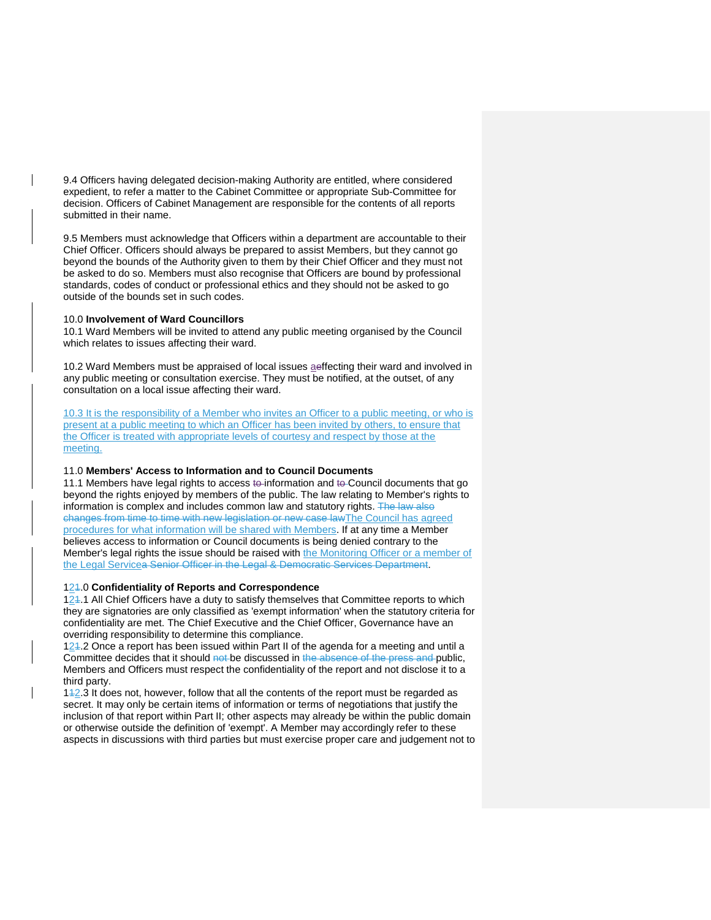9.4 Officers having delegated decision-making Authority are entitled, where considered expedient, to refer a matter to the Cabinet Committee or appropriate Sub-Committee for decision. Officers of Cabinet Management are responsible for the contents of all reports submitted in their name.

9.5 Members must acknowledge that Officers within a department are accountable to their Chief Officer. Officers should always be prepared to assist Members, but they cannot go beyond the bounds of the Authority given to them by their Chief Officer and they must not be asked to do so. Members must also recognise that Officers are bound by professional standards, codes of conduct or professional ethics and they should not be asked to go outside of the bounds set in such codes.

10.0 **Involvement of Ward Councillors**

10.1 Ward Members will be invited to attend any public meeting organised by the Council which relates to issues affecting their ward.

10.2 Ward Members must be appraised of local issues a~~e~~ffecting their ward and involved in any public meeting or consultation exercise. They must be notified, at the outset, of any consultation on a local issue affecting their ward.

10.3 It is the responsibility of a Member who invites an Officer to a public meeting, or who is present at a public meeting to which an Officer has been invited by others, to ensure that the Officer is treated with appropriate levels of courtesy and respect by those at the meeting.

11.0 **Members' Access to Information and to Council Documents**

11.1 Members have legal rights to access ~~to~~ information and ~~to~~ Council documents that go beyond the rights enjoyed by members of the public. The law relating to Member's rights to information is complex and includes common law and statutory rights. ~~The law also changes from time to time with new legislation or new case law~~The Council has agreed procedures for what information will be shared with Members. If at any time a Member believes access to information or Council documents is being denied contrary to the Member's legal rights the issue should be raised with the Monitoring Officer or a member of the Legal Service~~a Senior Officer in the Legal & Democratic Services Department~~.

12~~1~~.0 **Confidentiality of Reports and Correspondence**

12~~1~~.1 All Chief Officers have a duty to satisfy themselves that Committee reports to which they are signatories are only classified as 'exempt information' when the statutory criteria for confidentiality are met. The Chief Executive and the Chief Officer, Governance have an overriding responsibility to determine this compliance.

12~~1~~.2 Once a report has been issued within Part II of the agenda for a meeting and until a Committee decides that it should ~~not~~ be discussed in ~~the absence of the press and~~ public, Members and Officers must respect the confidentiality of the report and not disclose it to a third party.

1~~1~~2.3 It does not, however, follow that all the contents of the report must be regarded as secret. It may only be certain items of information or terms of negotiations that justify the inclusion of that report within Part II; other aspects may already be within the public domain or otherwise outside the definition of 'exempt'. A Member may accordingly refer to these aspects in discussions with third parties but must exercise proper care and judgement not to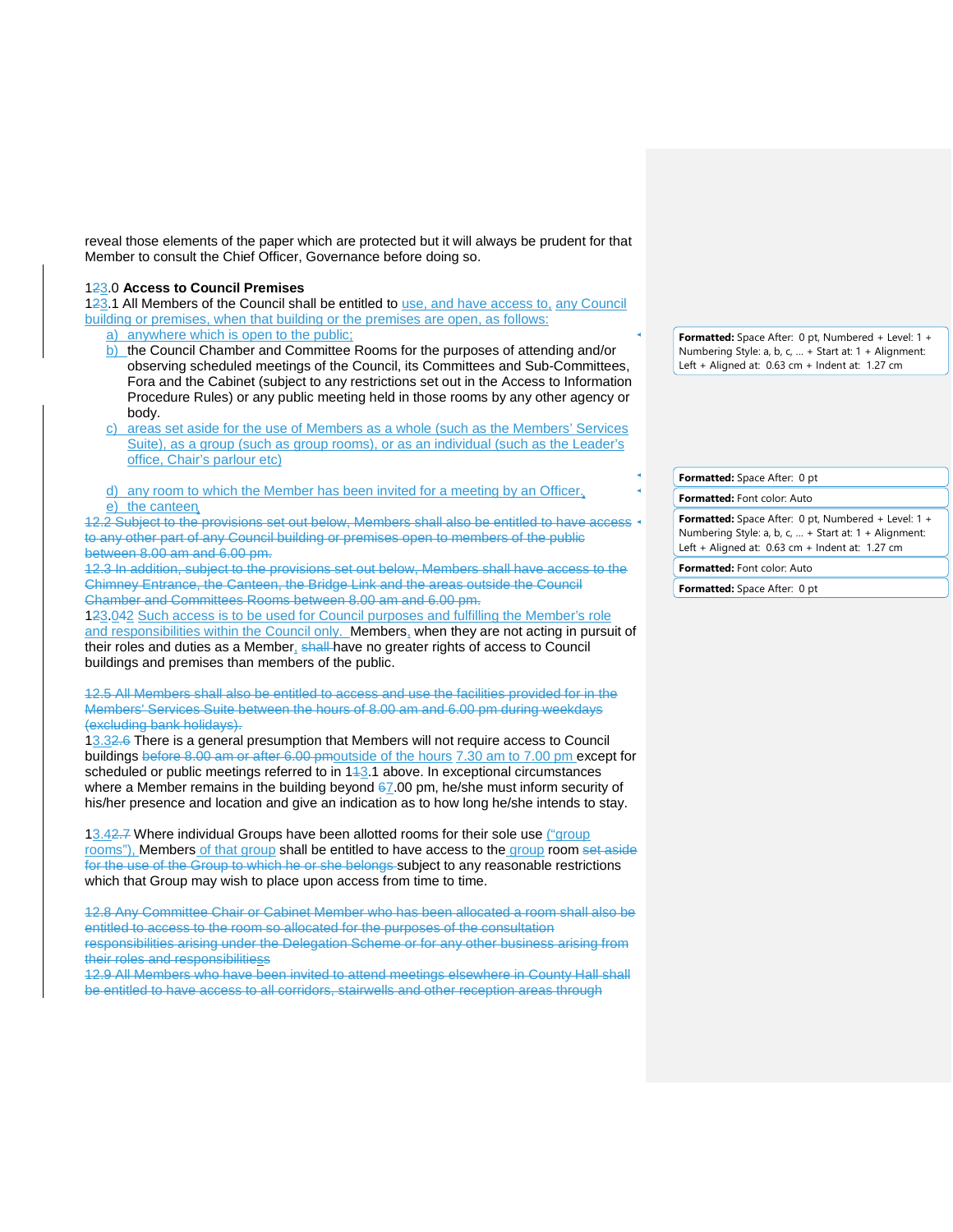reveal those elements of the paper which are protected but it will always be prudent for that Member to consult the Chief Officer, Governance before doing so.

123.0 **Access to Council Premises**

123.1 All Members of the Council shall be entitled to use, and have access to, any Council building or premises, when that building or the premises are open, as follows:

a) anywhere which is open to the public;
b) the Council Chamber and Committee Rooms for the purposes of attending and/or observing scheduled meetings of the Council, its Committees and Sub-Committees, Fora and the Cabinet (subject to any restrictions set out in the Access to Information Procedure Rules) or any public meeting held in those rooms by any other agency or body.
c) areas set aside for the use of Members as a whole (such as the Members' Services Suite), as a group (such as group rooms), or as an individual (such as the Leader's office, Chair's parlour etc)
d) any room to which the Member has been invited for a meeting by an Officer,
e) the canteen,

12.2 Subject to the provisions set out below, Members shall also be entitled to have access to any other part of any Council building or premises open to members of the public between 8.00 am and 6.00 pm.

12.3 In addition, subject to the provisions set out below, Members shall have access to the Chimney Entrance, the Canteen, the Bridge Link and the areas outside the Council Chamber and Committees Rooms between 8.00 am and 6.00 pm.

123.042 Such access is to be used for Council purposes and fulfilling the Member's role and responsibilities within the Council only. Members, when they are not acting in pursuit of their roles and duties as a Member, shall have no greater rights of access to Council buildings and premises than members of the public.

12.5 All Members shall also be entitled to access and use the facilities provided for in the Members' Services Suite between the hours of 8.00 am and 6.00 pm during weekdays (excluding bank holidays).

13.32.6 There is a general presumption that Members will not require access to Council buildings before 8.00 am or after 6.00 pmoutside of the hours 7.30 am to 7.00 pm except for scheduled or public meetings referred to in 113.1 above. In exceptional circumstances where a Member remains in the building beyond 67.00 pm, he/she must inform security of his/her presence and location and give an indication as to how long he/she intends to stay.

13.42.7 Where individual Groups have been allotted rooms for their sole use ("group rooms"), Members of that group shall be entitled to have access to the group room set aside for the use of the Group to which he or she belongs subject to any reasonable restrictions which that Group may wish to place upon access from time to time.

12.8 Any Committee Chair or Cabinet Member who has been allocated a room shall also be entitled to access to the room so allocated for the purposes of the consultation responsibilities arising under the Delegation Scheme or for any other business arising from their roles and responsibilitiess

12.9 All Members who have been invited to attend meetings elsewhere in County Hall shall be entitled to have access to all corridors, stairwells and other reception areas through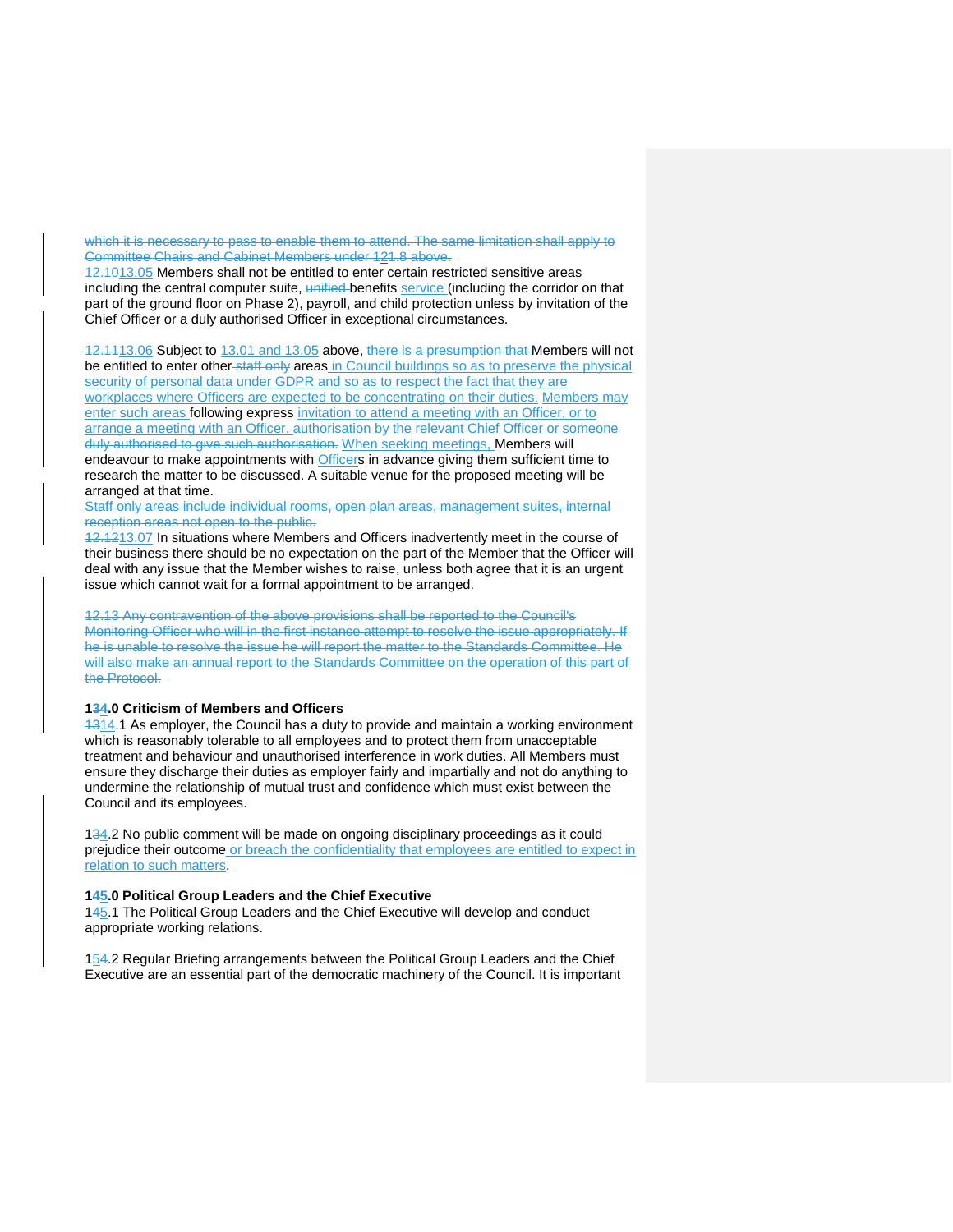which it is necessary to pass to enable them to attend. The same limitation shall apply to Committee Chairs and Cabinet Members under 121.8 above.

12.1013.05 Members shall not be entitled to enter certain restricted sensitive areas including the central computer suite, unified benefits service (including the corridor on that part of the ground floor on Phase 2), payroll, and child protection unless by invitation of the Chief Officer or a duly authorised Officer in exceptional circumstances.

12.1113.06 Subject to 13.01 and 13.05 above, there is a presumption that Members will not be entitled to enter other staff only areas in Council buildings so as to preserve the physical security of personal data under GDPR and so as to respect the fact that they are workplaces where Officers are expected to be concentrating on their duties. Members may enter such areas following express invitation to attend a meeting with an Officer, or to arrange a meeting with an Officer. authorisation by the relevant Chief Officer or someone duly authorised to give such authorisation. When seeking meetings, Members will endeavour to make appointments with Officers in advance giving them sufficient time to research the matter to be discussed. A suitable venue for the proposed meeting will be arranged at that time.

Staff only areas include individual rooms, open plan areas, management suites, internal reception areas not open to the public.

12.1213.07 In situations where Members and Officers inadvertently meet in the course of their business there should be no expectation on the part of the Member that the Officer will deal with any issue that the Member wishes to raise, unless both agree that it is an urgent issue which cannot wait for a formal appointment to be arranged.

12.13 Any contravention of the above provisions shall be reported to the Council's Monitoring Officer who will in the first instance attempt to resolve the issue appropriately. If he is unable to resolve the issue he will report the matter to the Standards Committee. He will also make an annual report to the Standards Committee on the operation of this part of the Protocol.

**134.0 Criticism of Members and Officers**

1314.1 As employer, the Council has a duty to provide and maintain a working environment which is reasonably tolerable to all employees and to protect them from unacceptable treatment and behaviour and unauthorised interference in work duties. All Members must ensure they discharge their duties as employer fairly and impartially and not do anything to undermine the relationship of mutual trust and confidence which must exist between the Council and its employees.

134.2 No public comment will be made on ongoing disciplinary proceedings as it could prejudice their outcome or breach the confidentiality that employees are entitled to expect in relation to such matters.

**145.0 Political Group Leaders and the Chief Executive**

145.1 The Political Group Leaders and the Chief Executive will develop and conduct appropriate working relations.

154.2 Regular Briefing arrangements between the Political Group Leaders and the Chief Executive are an essential part of the democratic machinery of the Council. It is important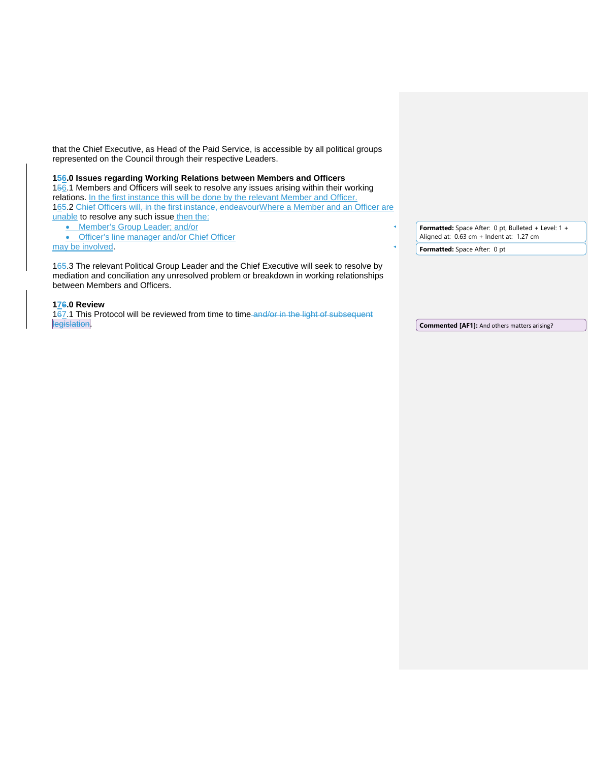that the Chief Executive, as Head of the Paid Service, is accessible by all political groups represented on the Council through their respective Leaders.

**156.0 Issues regarding Working Relations between Members and Officers**

156.1 Members and Officers will seek to resolve any issues arising within their working relations. In the first instance this will be done by the relevant Member and Officer.

165.2 Chief Officers will, in the first instance, endeavourWhere a Member and an Officer are unable to resolve any such issue then the:

- Member's Group Leader; and/or
- Officer's line manager and/or Chief Officer

may be involved.

165.3 The relevant Political Group Leader and the Chief Executive will seek to resolve by mediation and conciliation any unresolved problem or breakdown in working relationships between Members and Officers.

**176.0 Review**

167.1 This Protocol will be reviewed from time to time and/or in the light of subsequent legislation.

Formatted: Space After: 0 pt, Bulleted + Level: 1 + Aligned at: 0.63 cm + Indent at: 1.27 cm

Formatted: Space After: 0 pt

Commented [AF1]: And others matters arising?